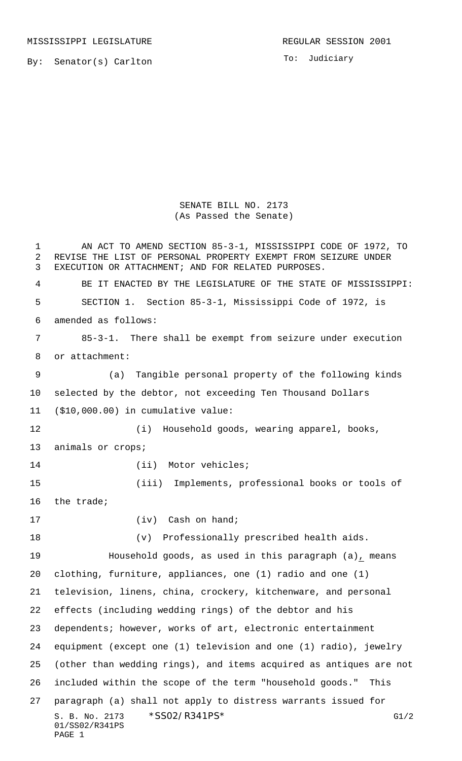MISSISSIPPI LEGISLATURE REGULAR SESSION 2001

By: Senator(s) Carlton

To: Judiciary

# SENATE BILL NO. 2173
(As Passed the Senate)

AN ACT TO AMEND SECTION 85-3-1, MISSISSIPPI CODE OF 1972, TO REVISE THE LIST OF PERSONAL PROPERTY EXEMPT FROM SEIZURE UNDER EXECUTION OR ATTACHMENT; AND FOR RELATED PURPOSES.

BE IT ENACTED BY THE LEGISLATURE OF THE STATE OF MISSISSIPPI:

SECTION 1. Section 85-3-1, Mississippi Code of 1972, is amended as follows:

85-3-1. There shall be exempt from seizure under execution or attachment:

(a) Tangible personal property of the following kinds selected by the debtor, not exceeding Ten Thousand Dollars ($10,000.00) in cumulative value:

(i) Household goods, wearing apparel, books, animals or crops;

(ii) Motor vehicles;

(iii) Implements, professional books or tools of the trade;

(iv) Cash on hand;

(v) Professionally prescribed health aids.

Household goods, as used in this paragraph (a), means clothing, furniture, appliances, one (1) radio and one (1) television, linens, china, crockery, kitchenware, and personal effects (including wedding rings) of the debtor and his dependents; however, works of art, electronic entertainment equipment (except one (1) television and one (1) radio), jewelry (other than wedding rings), and items acquired as antiques are not included within the scope of the term "household goods." This paragraph (a) shall not apply to distress warrants issued for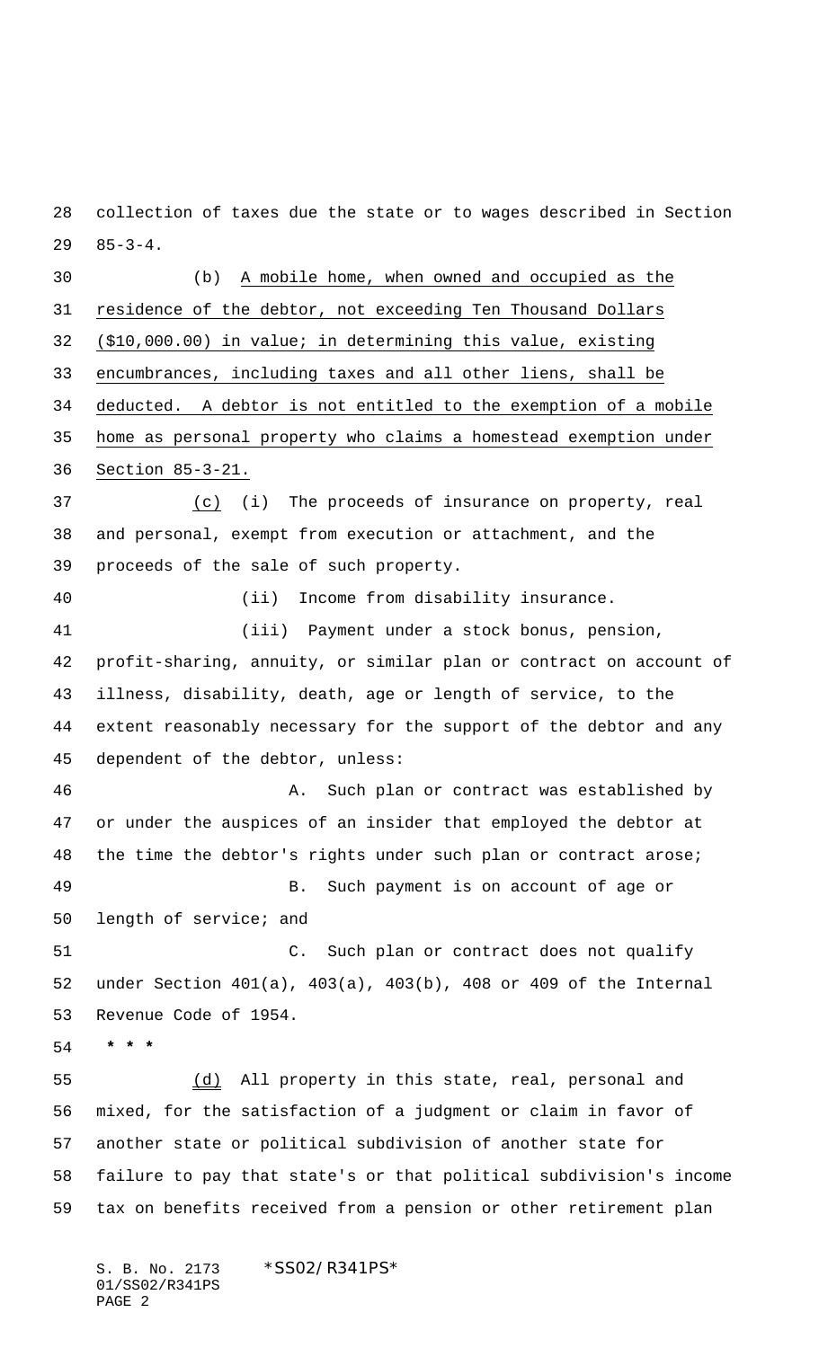collection of taxes due the state or to wages described in Section 85-3-4.

(b) <u>A mobile home, when owned and occupied as the residence of the debtor, not exceeding Ten Thousand Dollars ($10,000.00) in value; in determining this value, existing encumbrances, including taxes and all other liens, shall be deducted. A debtor is not entitled to the exemption of a mobile home as personal property who claims a homestead exemption under Section 85-3-21.</u>

<u>(c)</u> (i) The proceeds of insurance on property, real and personal, exempt from execution or attachment, and the proceeds of the sale of such property.

(ii) Income from disability insurance.

(iii) Payment under a stock bonus, pension, profit-sharing, annuity, or similar plan or contract on account of illness, disability, death, age or length of service, to the extent reasonably necessary for the support of the debtor and any dependent of the debtor, unless:

A. Such plan or contract was established by or under the auspices of an insider that employed the debtor at the time the debtor's rights under such plan or contract arose;

B. Such payment is on account of age or length of service; and

C. Such plan or contract does not qualify under Section 401(a), 403(a), 403(b), 408 or 409 of the Internal Revenue Code of 1954.

* * *

<u>(d)</u> All property in this state, real, personal and mixed, for the satisfaction of a judgment or claim in favor of another state or political subdivision of another state for failure to pay that state's or that political subdivision's income tax on benefits received from a pension or other retirement plan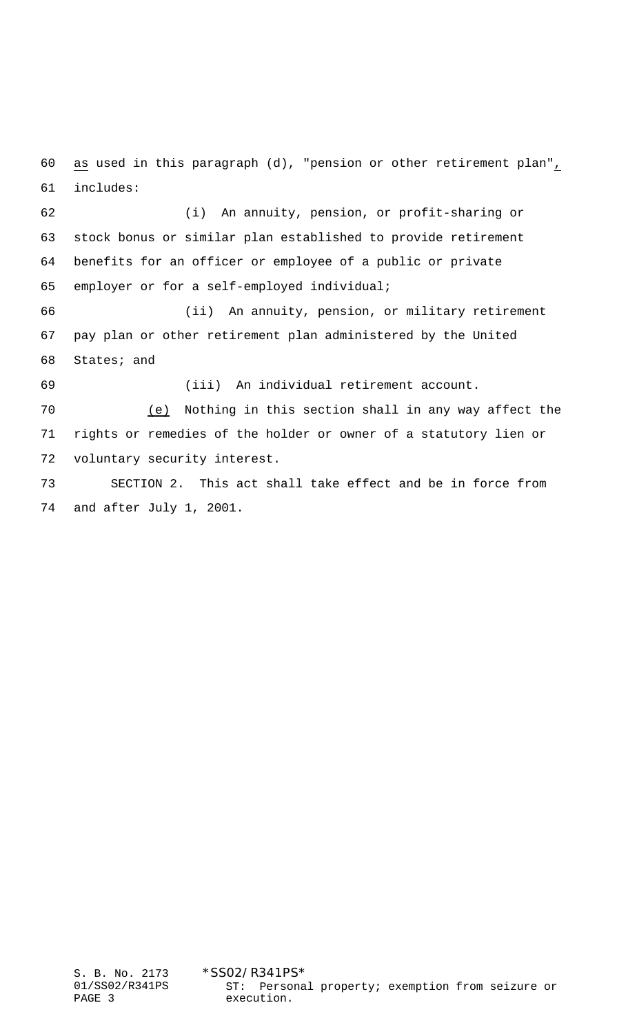as used in this paragraph (d), "pension or other retirement plan", includes:

(i) An annuity, pension, or profit-sharing or stock bonus or similar plan established to provide retirement benefits for an officer or employee of a public or private employer or for a self-employed individual;

(ii) An annuity, pension, or military retirement pay plan or other retirement plan administered by the United States; and

(iii) An individual retirement account.

(e) Nothing in this section shall in any way affect the rights or remedies of the holder or owner of a statutory lien or voluntary security interest.

SECTION 2. This act shall take effect and be in force from and after July 1, 2001.